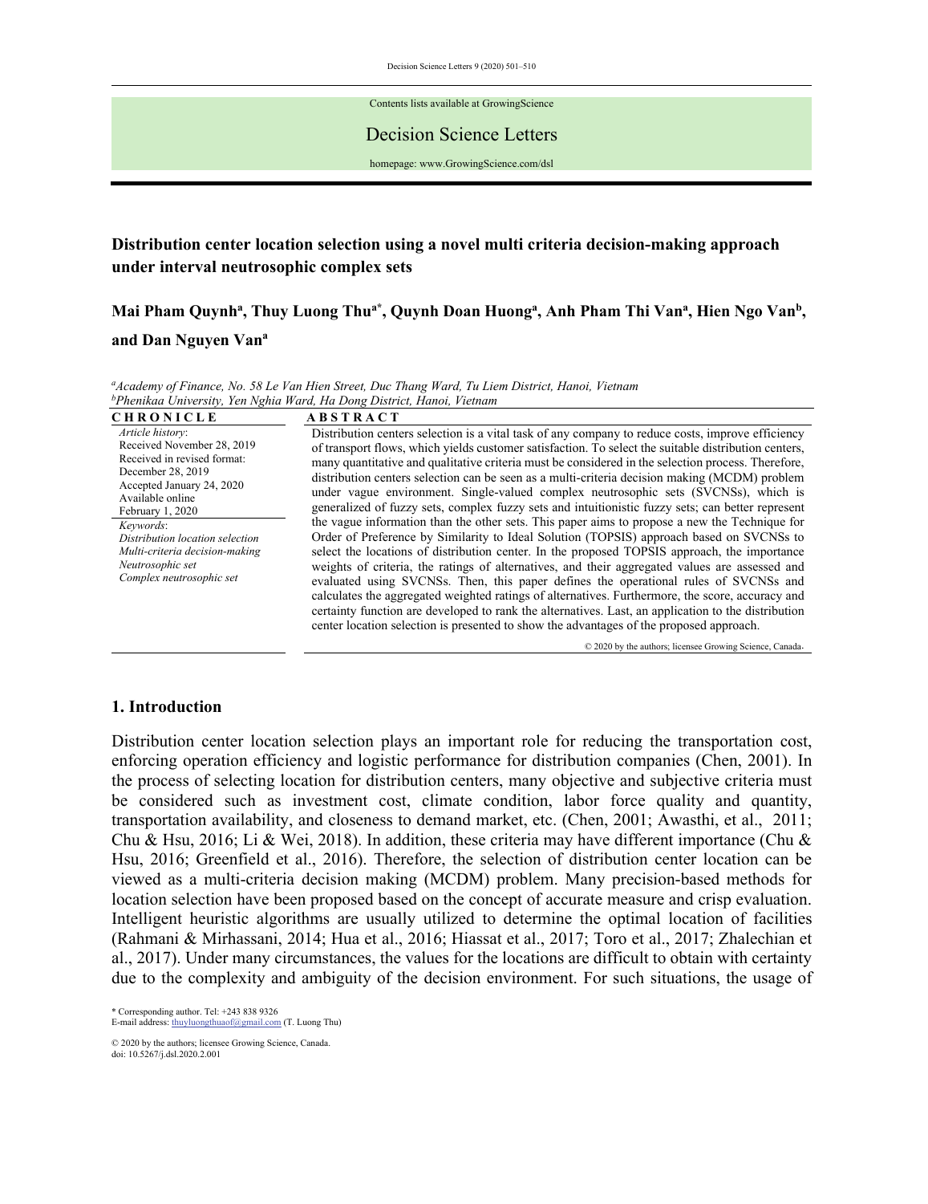Contents lists available at GrowingScience

# Decision Science Letters

homepage: www.GrowingScience.com/dsl

## Distribution center location selection using a novel multi criteria decision-making approach under interval neutrosophic complex sets

**Mai Pham Quynh[a], Thuy Luong Thu[a*], Quynh Doan Huong[a], Anh Pham Thi Van[a], Hien Ngo Van[b], and Dan Nguyen Van[a]**

*[a]Academy of Finance, No. 58 Le Van Hien Street, Duc Thang Ward, Tu Liem District, Hanoi, Vietnam*
*[b]Phenikaa University, Yen Nghia Ward, Ha Dong District, Hanoi, Vietnam*

**CHRONICLE**

*Article history*:
Received November 28, 2019
Received in revised format: December 28, 2019
Accepted January 24, 2020
Available online February 1, 2020

*Keywords*:
*Distribution location selection*
*Multi-criteria decision-making*
*Neutrosophic set*
*Complex neutrosophic set*

**ABSTRACT**

Distribution centers selection is a vital task of any company to reduce costs, improve efficiency of transport flows, which yields customer satisfaction. To select the suitable distribution centers, many quantitative and qualitative criteria must be considered in the selection process. Therefore, distribution centers selection can be seen as a multi-criteria decision making (MCDM) problem under vague environment. Single-valued complex neutrosophic sets (SVCNSs), which is generalized of fuzzy sets, complex fuzzy sets and intuitionistic fuzzy sets; can better represent the vague information than the other sets. This paper aims to propose a new the Technique for Order of Preference by Similarity to Ideal Solution (TOPSIS) approach based on SVCNSs to select the locations of distribution center. In the proposed TOPSIS approach, the importance weights of criteria, the ratings of alternatives, and their aggregated values are assessed and evaluated using SVCNSs. Then, this paper defines the operational rules of SVCNSs and calculates the aggregated weighted ratings of alternatives. Furthermore, the score, accuracy and certainty function are developed to rank the alternatives. Last, an application to the distribution center location selection is presented to show the advantages of the proposed approach.

© 2020 by the authors; licensee Growing Science, Canada.

## 1. Introduction

Distribution center location selection plays an important role for reducing the transportation cost, enforcing operation efficiency and logistic performance for distribution companies (Chen, 2001). In the process of selecting location for distribution centers, many objective and subjective criteria must be considered such as investment cost, climate condition, labor force quality and quantity, transportation availability, and closeness to demand market, etc. (Chen, 2001; Awasthi, et al., 2011; Chu & Hsu, 2016; Li & Wei, 2018). In addition, these criteria may have different importance (Chu & Hsu, 2016; Greenfield et al., 2016). Therefore, the selection of distribution center location can be viewed as a multi-criteria decision making (MCDM) problem. Many precision-based methods for location selection have been proposed based on the concept of accurate measure and crisp evaluation. Intelligent heuristic algorithms are usually utilized to determine the optimal location of facilities (Rahmani & Mirhassani, 2014; Hua et al., 2016; Hiassat et al., 2017; Toro et al., 2017; Zhalechian et al., 2017). Under many circumstances, the values for the locations are difficult to obtain with certainty due to the complexity and ambiguity of the decision environment. For such situations, the usage of

\* Corresponding author. Tel: +243 838 9326
E-mail address: thuyluongthuaof@gmail.com (T. Luong Thu)

© 2020 by the authors; licensee Growing Science, Canada.
doi: 10.5267/j.dsl.2020.2.001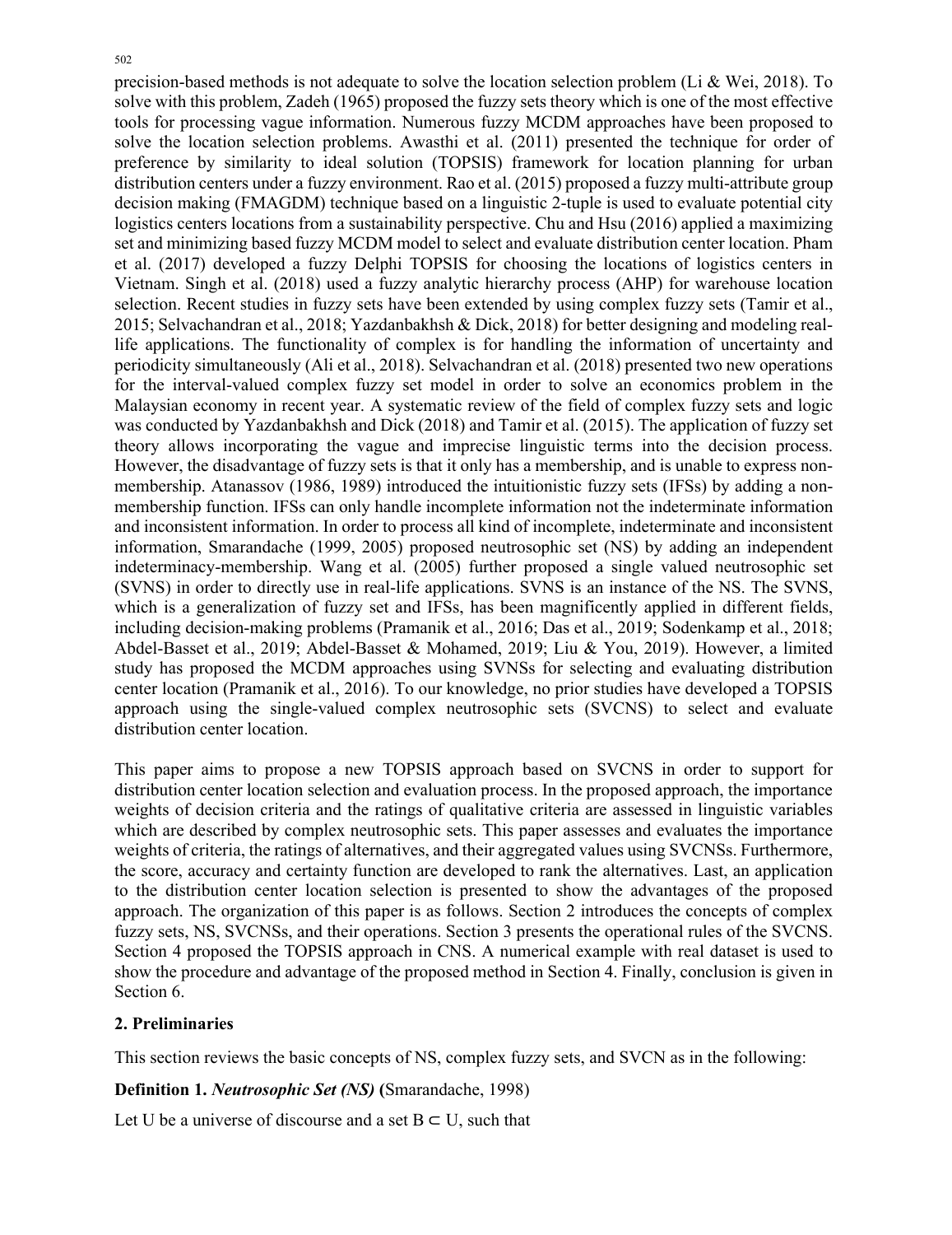precision-based methods is not adequate to solve the location selection problem (Li & Wei, 2018). To solve with this problem, Zadeh (1965) proposed the fuzzy sets theory which is one of the most effective tools for processing vague information. Numerous fuzzy MCDM approaches have been proposed to solve the location selection problems. Awasthi et al. (2011) presented the technique for order of preference by similarity to ideal solution (TOPSIS) framework for location planning for urban distribution centers under a fuzzy environment. Rao et al. (2015) proposed a fuzzy multi-attribute group decision making (FMAGDM) technique based on a linguistic 2-tuple is used to evaluate potential city logistics centers locations from a sustainability perspective. Chu and Hsu (2016) applied a maximizing set and minimizing based fuzzy MCDM model to select and evaluate distribution center location. Pham et al. (2017) developed a fuzzy Delphi TOPSIS for choosing the locations of logistics centers in Vietnam. Singh et al. (2018) used a fuzzy analytic hierarchy process (AHP) for warehouse location selection. Recent studies in fuzzy sets have been extended by using complex fuzzy sets (Tamir et al., 2015; Selvachandran et al., 2018; Yazdanbakhsh & Dick, 2018) for better designing and modeling real-life applications. The functionality of complex is for handling the information of uncertainty and periodicity simultaneously (Ali et al., 2018). Selvachandran et al. (2018) presented two new operations for the interval-valued complex fuzzy set model in order to solve an economics problem in the Malaysian economy in recent year. A systematic review of the field of complex fuzzy sets and logic was conducted by Yazdanbakhsh and Dick (2018) and Tamir et al. (2015). The application of fuzzy set theory allows incorporating the vague and imprecise linguistic terms into the decision process. However, the disadvantage of fuzzy sets is that it only has a membership, and is unable to express non-membership. Atanassov (1986, 1989) introduced the intuitionistic fuzzy sets (IFSs) by adding a non-membership function. IFSs can only handle incomplete information not the indeterminate information and inconsistent information. In order to process all kind of incomplete, indeterminate and inconsistent information, Smarandache (1999, 2005) proposed neutrosophic set (NS) by adding an independent indeterminacy-membership. Wang et al. (2005) further proposed a single valued neutrosophic set (SVNS) in order to directly use in real-life applications. SVNS is an instance of the NS. The SVNS, which is a generalization of fuzzy set and IFSs, has been magnificently applied in different fields, including decision-making problems (Pramanik et al., 2016; Das et al., 2019; Sodenkamp et al., 2018; Abdel-Basset et al., 2019; Abdel-Basset & Mohamed, 2019; Liu & You, 2019). However, a limited study has proposed the MCDM approaches using SVNSs for selecting and evaluating distribution center location (Pramanik et al., 2016). To our knowledge, no prior studies have developed a TOPSIS approach using the single-valued complex neutrosophic sets (SVCNS) to select and evaluate distribution center location.

This paper aims to propose a new TOPSIS approach based on SVCNS in order to support for distribution center location selection and evaluation process. In the proposed approach, the importance weights of decision criteria and the ratings of qualitative criteria are assessed in linguistic variables which are described by complex neutrosophic sets. This paper assesses and evaluates the importance weights of criteria, the ratings of alternatives, and their aggregated values using SVCNSs. Furthermore, the score, accuracy and certainty function are developed to rank the alternatives. Last, an application to the distribution center location selection is presented to show the advantages of the proposed approach. The organization of this paper is as follows. Section 2 introduces the concepts of complex fuzzy sets, NS, SVCNSs, and their operations. Section 3 presents the operational rules of the SVCNS. Section 4 proposed the TOPSIS approach in CNS. A numerical example with real dataset is used to show the procedure and advantage of the proposed method in Section 4. Finally, conclusion is given in Section 6.

## 2. Preliminaries

This section reviews the basic concepts of NS, complex fuzzy sets, and SVCN as in the following:

**Definition 1.** ***Neutrosophic Set (NS)*** **(**Smarandache, 1998)

Let U be a universe of discourse and a set $B \subset U$, such that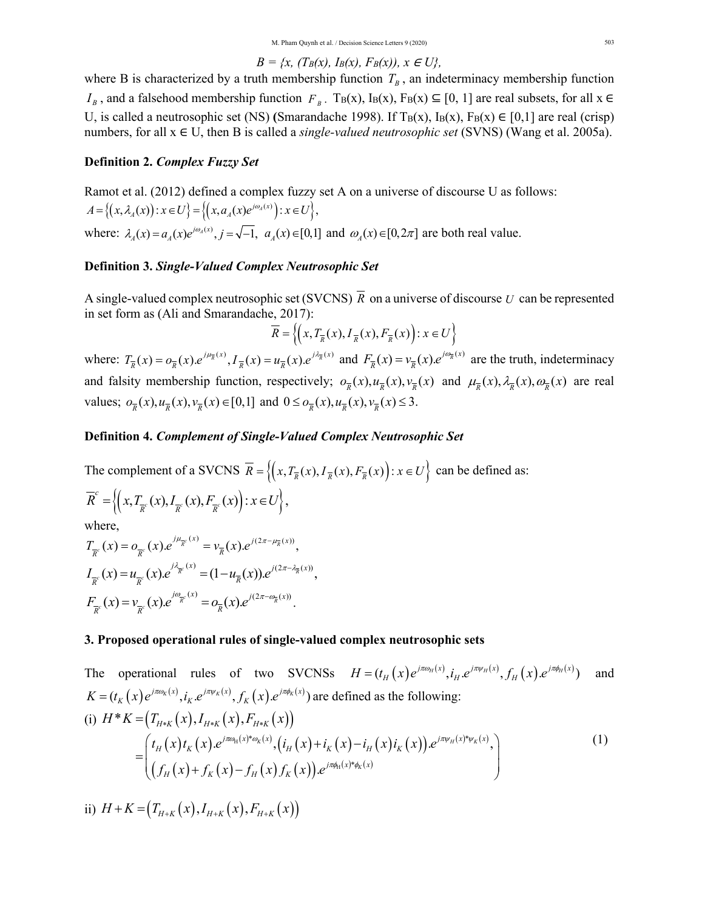$$B = \{x, (T_B(x), I_B(x), F_B(x)), x \in U\},$$

where B is characterized by a truth membership function $T_B$, an indeterminacy membership function $I_B$, and a falsehood membership function $F_B$. $T_B(x), I_B(x), F_B(x) \subseteq [0, 1]$ are real subsets, for all $x \in U$, is called a neutrosophic set (NS) (Smarandache 1998). If $T_B(x), I_B(x), F_B(x) \in [0,1]$ are real (crisp) numbers, for all $x \in U$, then B is called a *single-valued neutrosophic set* (SVNS) (Wang et al. 2005a).

**Definition 2.** ***Complex Fuzzy Set***

Ramot et al. (2012) defined a complex fuzzy set A on a universe of discourse U as follows:

$A = \left\{ \left(x, \lambda_A(x)\right) : x \in U \right\} = \left\{ \left(x, a_A(x) e^{j\omega_A(x)}\right) : x \in U \right\},$

where: $\lambda_A(x) = a_A(x) e^{j\omega_A(x)}, j = \sqrt{-1}, a_A(x) \in [0,1]$ and $\omega_A(x) \in [0, 2\pi]$ are both real value.

**Definition 3.** ***Single-Valued Complex Neutrosophic Set***

A single-valued complex neutrosophic set (SVCNS) $\overline{R}$ on a universe of discourse $U$ can be represented in set form as (Ali and Smarandache, 2017):

$$\overline{R} = \left\{ \left(x, T_{\overline{R}}(x), I_{\overline{R}}(x), F_{\overline{R}}(x)\right) : x \in U \right\}$$

where: $T_{\overline{R}}(x) = o_{\overline{R}}(x).e^{j\mu_{\overline{R}}(x)}, I_{\overline{R}}(x) = u_{\overline{R}}(x).e^{j\lambda_{\overline{R}}(x)}$ and $F_{\overline{R}}(x) = v_{\overline{R}}(x).e^{j\omega_{\overline{R}}(x)}$ are the truth, indeterminacy and falsity membership function, respectively; $o_{\overline{R}}(x), u_{\overline{R}}(x), v_{\overline{R}}(x)$ and $\mu_{\overline{R}}(x), \lambda_{\overline{R}}(x), \omega_{\overline{R}}(x)$ are real values; $o_{\overline{R}}(x), u_{\overline{R}}(x), v_{\overline{R}}(x) \in [0,1]$ and $0 \le o_{\overline{R}}(x), u_{\overline{R}}(x), v_{\overline{R}}(x) \le 3$.

**Definition 4.** ***Complement of Single-Valued Complex Neutrosophic Set***

The complement of a SVCNS $\overline{R} = \left\{ \left(x, T_{\overline{R}}(x), I_{\overline{R}}(x), F_{\overline{R}}(x)\right) : x \in U \right\}$ can be defined as:

$\overline{R}^c = \left\{ \left(x, T_{\overline{R}^c}(x), I_{\overline{R}^c}(x), F_{\overline{R}^c}(x)\right) : x \in U \right\},$

where,

$$T_{\overline{R}^c}(x) = o_{\overline{R}^c}(x).e^{j\mu_{\overline{R}^c}(x)} = v_{\overline{R}}(x).e^{j(2\pi - \mu_{\overline{R}}(x))},$$

$$I_{\overline{R}^c}(x) = u_{\overline{R}^c}(x).e^{j\lambda_{\overline{R}^c}(x)} = (1 - u_{\overline{R}}(x)).e^{j(2\pi - \lambda_{\overline{R}}(x))},$$

$$F_{\overline{R}^c}(x) = v_{\overline{R}^c}(x).e^{j\omega_{\overline{R}^c}(x)} = o_{\overline{R}}(x).e^{j(2\pi - \omega_{\overline{R}}(x))}.$$

## 3. Proposed operational rules of single-valued complex neutrosophic sets

The operational rules of two SVCNSs $H = (t_H(x) e^{j\pi\omega_H(x)}, i_H.e^{j\pi\psi_H(x)}, f_H(x).e^{j\pi\phi_H(x)})$ and $K = (t_K(x) e^{j\pi\omega_K(x)}, i_K.e^{j\pi\psi_K(x)}, f_K(x).e^{j\pi\phi_K(x)})$ are defined as the following:

(i) $H * K = \left(T_{H*K}(x), I_{H*K}(x), F_{H*K}(x)\right)$

$$= \begin{pmatrix} t_H(x) t_K(x).e^{j\pi\omega_H(x)*\omega_K(x)}, \left(i_H(x) + i_K(x) - i_H(x) i_K(x)\right).e^{j\pi\psi_H(x)*\psi_K(x)}, \\ \left(f_H(x) + f_K(x) - f_H(x) f_K(x)\right).e^{j\pi\phi_H(x)*\phi_K(x)} \end{pmatrix} \tag{1}$$

ii) $H + K = \left(T_{H+K}(x), I_{H+K}(x), F_{H+K}(x)\right)$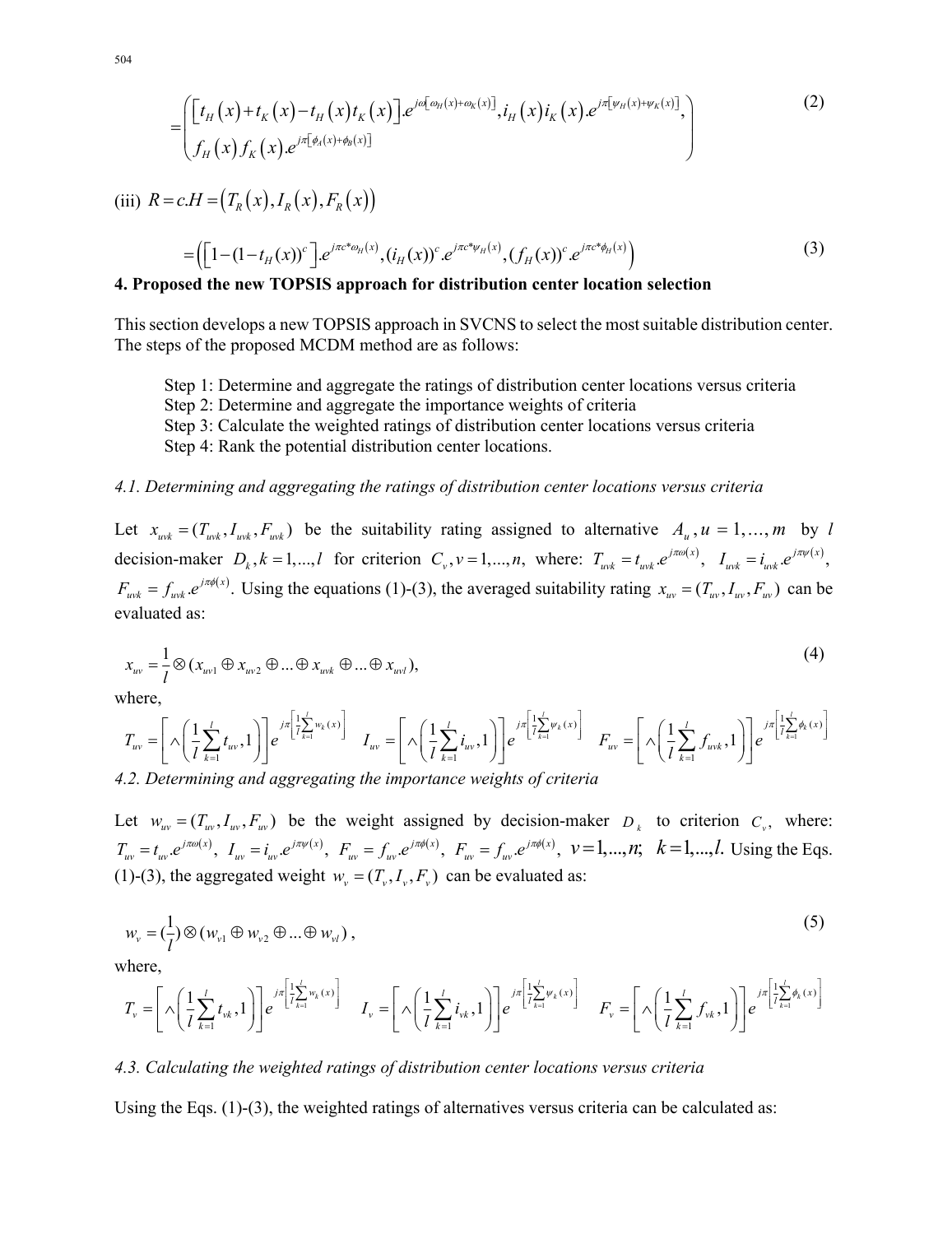$$=\left(\begin{array}{l}\left[t_H(x)+t_K(x)-t_H(x)t_K(x)\right].e^{j\omega\left[\omega_H(x)+\omega_K(x)\right]},i_H(x)i_K(x).e^{j\pi\left[\psi_H(x)+\psi_K(x)\right]},\\ f_H(x)f_K(x).e^{j\pi\left[\phi_A(x)+\phi_B(x)\right]}\end{array}\right) \tag{2}$$

(iii) $R=c.H=\left(T_R(x),I_R(x),F_R(x)\right)$

$$=\left(\left[1-(1-t_H(x))^c\right].e^{j\pi c^*\omega_H(x)},(i_H(x))^c.e^{j\pi c^*\psi_H(x)},(f_H(x))^c.e^{j\pi c^*\phi_H(x)}\right) \tag{3}$$

## 4. Proposed the new TOPSIS approach for distribution center location selection

This section develops a new TOPSIS approach in SVCNS to select the most suitable distribution center. The steps of the proposed MCDM method are as follows:

Step 1: Determine and aggregate the ratings of distribution center locations versus criteria
Step 2: Determine and aggregate the importance weights of criteria
Step 3: Calculate the weighted ratings of distribution center locations versus criteria
Step 4: Rank the potential distribution center locations.

### *4.1. Determining and aggregating the ratings of distribution center locations versus criteria*

Let $x_{uvk}=(T_{uvk},I_{uvk},F_{uvk})$ be the suitability rating assigned to alternative $A_u, u=1,\ldots,m$ by $l$ decision-maker $D_k, k=1,\ldots,l$ for criterion $C_v, v=1,\ldots,n$, where: $T_{uvk}=t_{uvk}.e^{j\pi\omega(x)}$, $I_{uvk}=i_{uvk}.e^{j\pi\psi(x)}$, $F_{uvk}=f_{uvk}.e^{j\pi\phi(x)}$. Using the equations (1)-(3), the averaged suitability rating $x_{uv}=(T_{uv},I_{uv},F_{uv})$ can be evaluated as:

$$x_{uv}=\frac{1}{l}\otimes(x_{uv1}\oplus x_{uv2}\oplus\ldots\oplus x_{uvk}\oplus\ldots\oplus x_{uvl}), \tag{4}$$

where,

$$T_{uv}=\left[\wedge\left(\frac{1}{l}\sum_{k=1}^{l}t_{uv},1\right)\right]e^{j\pi\left[\frac{1}{l}\sum_{k=1}^{l}w_k(x)\right]}\quad I_{uv}=\left[\wedge\left(\frac{1}{l}\sum_{k=1}^{l}i_{uv},1\right)\right]e^{j\pi\left[\frac{1}{l}\sum_{k=1}^{l}\psi_k(x)\right]}\quad F_{uv}=\left[\wedge\left(\frac{1}{l}\sum_{k=1}^{l}f_{uvk},1\right)\right]e^{j\pi\left[\frac{1}{l}\sum_{k=1}^{l}\phi_k(x)\right]}$$

### *4.2. Determining and aggregating the importance weights of criteria*

Let $w_{uv}=(T_{uv},I_{uv},F_{uv})$ be the weight assigned by decision-maker $D_k$ to criterion $C_v$, where: $T_{uv}=t_{uv}.e^{j\pi\omega(x)}$, $I_{uv}=i_{uv}.e^{j\pi\psi(x)}$, $F_{uv}=f_{uv}.e^{j\pi\phi(x)}$, $F_{uv}=f_{uv}.e^{j\pi\phi(x)}$, $v=1,\ldots,n;\ k=1,\ldots,l.$ Using the Eqs. (1)-(3), the aggregated weight $w_v=(T_v,I_v,F_v)$ can be evaluated as:

$$w_v=(\frac{1}{l})\otimes(w_{v1}\oplus w_{v2}\oplus\ldots\oplus w_{vl}), \tag{5}$$

where,

$$T_v=\left[\wedge\left(\frac{1}{l}\sum_{k=1}^{l}t_{vk},1\right)\right]e^{j\pi\left[\frac{1}{l}\sum_{k=1}^{l}w_k(x)\right]}\quad I_v=\left[\wedge\left(\frac{1}{l}\sum_{k=1}^{l}i_{vk},1\right)\right]e^{j\pi\left[\frac{1}{l}\sum_{k=1}^{l}\psi_k(x)\right]}\quad F_v=\left[\wedge\left(\frac{1}{l}\sum_{k=1}^{l}f_{vk},1\right)\right]e^{j\pi\left[\frac{1}{l}\sum_{k=1}^{l}\phi_k(x)\right]}$$

### *4.3. Calculating the weighted ratings of distribution center locations versus criteria*

Using the Eqs. (1)-(3), the weighted ratings of alternatives versus criteria can be calculated as: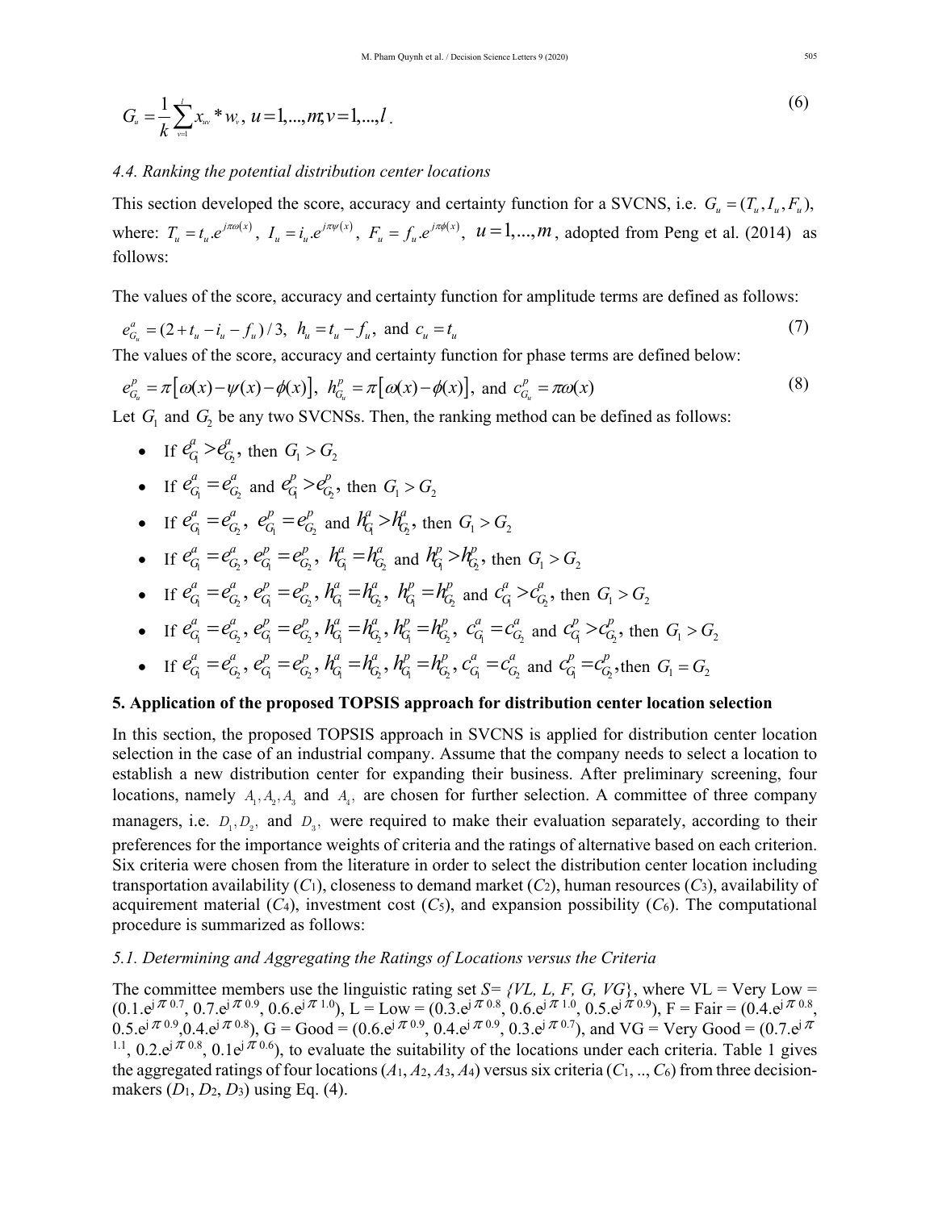$$G_u = \frac{1}{k}\sum_{v=1}^{l} x_{uv} * w_v,\ u=1,...,m; v=1,...,l. \tag{6}$$

### 4.4. Ranking the potential distribution center locations

This section developed the score, accuracy and certainty function for a SVCNS, i.e. $G_u = (T_u, I_u, F_u)$, where: $T_u = t_u.e^{j\pi\omega(x)}$, $I_u = i_u.e^{j\pi\psi(x)}$, $F_u = f_u.e^{j\pi\phi(x)}$, $u=1,...,m$, adopted from Peng et al. (2014) as follows:

The values of the score, accuracy and certainty function for amplitude terms are defined as follows:

$$e^a_{G_u} = (2 + t_u - i_u - f_u)/3,\ h_u = t_u - f_u,\ \text{and}\ c_u = t_u \tag{7}$$

The values of the score, accuracy and certainty function for phase terms are defined below:

$$e^p_{G_u} = \pi\left[\omega(x) - \psi(x) - \phi(x)\right],\ h^p_{G_u} = \pi\left[\omega(x) - \phi(x)\right],\ \text{and}\ c^p_{G_u} = \pi\omega(x) \tag{8}$$

Let $G_1$ and $G_2$ be any two SVCNSs. Then, the ranking method can be defined as follows:

- If $e^a_{G_1} > e^a_{G_2}$, then $G_1 > G_2$
- If $e^a_{G_1} = e^a_{G_2}$ and $e^p_{G_1} > e^p_{G_2}$, then $G_1 > G_2$
- If $e^a_{G_1} = e^a_{G_2}$, $e^p_{G_1} = e^p_{G_2}$ and $h^a_{G_1} > h^a_{G_2}$, then $G_1 > G_2$
- If $e^a_{G_1} = e^a_{G_2}$, $e^p_{G_1} = e^p_{G_2}$, $h^a_{G_1} = h^a_{G_2}$ and $h^p_{G_1} > h^p_{G_2}$, then $G_1 > G_2$
- If $e^a_{G_1} = e^a_{G_2}$, $e^p_{G_1} = e^p_{G_2}$, $h^a_{G_1} = h^a_{G_2}$, $h^p_{G_1} = h^p_{G_2}$ and $c^a_{G_1} > c^a_{G_2}$, then $G_1 > G_2$
- If $e^a_{G_1} = e^a_{G_2}$, $e^p_{G_1} = e^p_{G_2}$, $h^a_{G_1} = h^a_{G_2}$, $h^p_{G_1} = h^p_{G_2}$, $c^a_{G_1} = c^a_{G_2}$ and $c^p_{G_1} > c^p_{G_2}$, then $G_1 > G_2$
- If $e^a_{G_1} = e^a_{G_2}$, $e^p_{G_1} = e^p_{G_2}$, $h^a_{G_1} = h^a_{G_2}$, $h^p_{G_1} = h^p_{G_2}$, $c^a_{G_1} = c^a_{G_2}$ and $c^p_{G_1} = c^p_{G_2}$, then $G_1 = G_2$

## 5. Application of the proposed TOPSIS approach for distribution center location selection

In this section, the proposed TOPSIS approach in SVCNS is applied for distribution center location selection in the case of an industrial company. Assume that the company needs to select a location to establish a new distribution center for expanding their business. After preliminary screening, four locations, namely $A_1, A_2, A_3$ and $A_4$, are chosen for further selection. A committee of three company managers, i.e. $D_1, D_2$, and $D_3$, were required to make their evaluation separately, according to their preferences for the importance weights of criteria and the ratings of alternative based on each criterion. Six criteria were chosen from the literature in order to select the distribution center location including transportation availability ($C_1$), closeness to demand market ($C_2$), human resources ($C_3$), availability of acquirement material ($C_4$), investment cost ($C_5$), and expansion possibility ($C_6$). The computational procedure is summarized as follows:

### 5.1. Determining and Aggregating the Ratings of Locations versus the Criteria

The committee members use the linguistic rating set *S= {VL, L, F, G, VG}*, where VL = Very Low = ($0.1.e^{j\pi 0.7}$, $0.7.e^{j\pi 0.9}$, $0.6.e^{j\pi 1.0}$), L = Low = ($0.3.e^{j\pi 0.8}$, $0.6.e^{j\pi 1.0}$, $0.5.e^{j\pi 0.9}$), F = Fair = ($0.4.e^{j\pi 0.8}$, $0.5.e^{j\pi 0.9}$, $0.4.e^{j\pi 0.8}$), G = Good = ($0.6.e^{j\pi 0.9}$, $0.4.e^{j\pi 0.9}$, $0.3.e^{j\pi 0.7}$), and VG = Very Good = ($0.7.e^{j\pi 1.1}$, $0.2.e^{j\pi 0.8}$, $0.1e^{j\pi 0.6}$), to evaluate the suitability of the locations under each criteria. Table 1 gives the aggregated ratings of four locations ($A_1, A_2, A_3, A_4$) versus six criteria ($C_1, .., C_6$) from three decision-makers ($D_1, D_2, D_3$) using Eq. (4).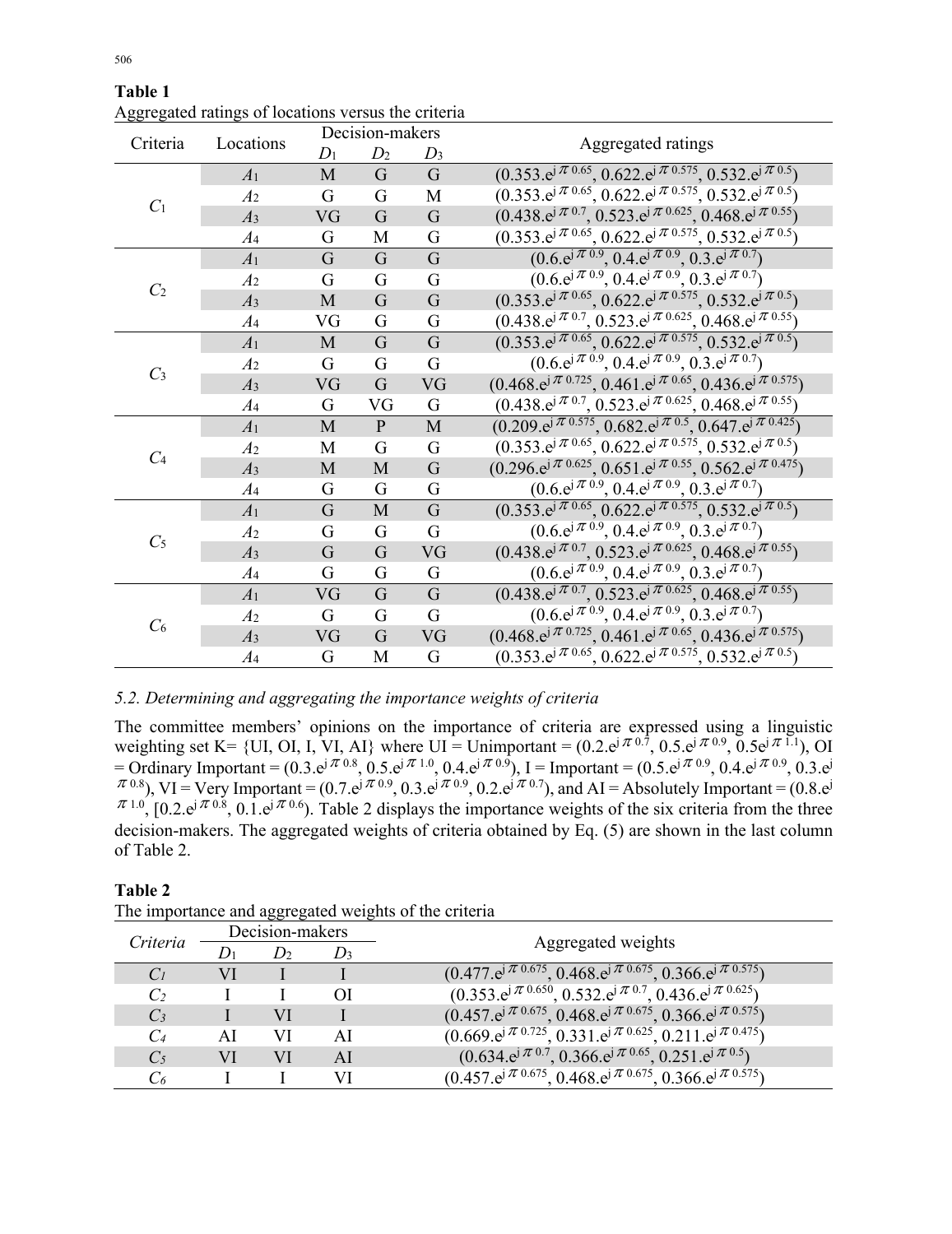**Table 1**
Aggregated ratings of locations versus the criteria

| Criteria | Locations | Decision-makers | | | Aggregated ratings |
|---|---|---|---|---|---|
| | | $D_1$ | $D_2$ | $D_3$ | |
| $C_1$ | $A_1$ | M | G | G | $(0.353.e^{j\pi 0.65}, 0.622.e^{j\pi 0.575}, 0.532.e^{j\pi 0.5})$ |
| | $A_2$ | G | G | M | $(0.353.e^{j\pi 0.65}, 0.622.e^{j\pi 0.575}, 0.532.e^{j\pi 0.5})$ |
| | $A_3$ | VG | G | G | $(0.438.e^{j\pi 0.7}, 0.523.e^{j\pi 0.625}, 0.468.e^{j\pi 0.55})$ |
| | $A_4$ | G | M | G | $(0.353.e^{j\pi 0.65}, 0.622.e^{j\pi 0.575}, 0.532.e^{j\pi 0.5})$ |
| $C_2$ | $A_1$ | G | G | G | $(0.6.e^{j\pi 0.9}, 0.4.e^{j\pi 0.9}, 0.3.e^{j\pi 0.7})$ |
| | $A_2$ | G | G | G | $(0.6.e^{j\pi 0.9}, 0.4.e^{j\pi 0.9}, 0.3.e^{j\pi 0.7})$ |
| | $A_3$ | M | G | G | $(0.353.e^{j\pi 0.65}, 0.622.e^{j\pi 0.575}, 0.532.e^{j\pi 0.5})$ |
| | $A_4$ | VG | G | G | $(0.438.e^{j\pi 0.7}, 0.523.e^{j\pi 0.625}, 0.468.e^{j\pi 0.55})$ |
| $C_3$ | $A_1$ | M | G | G | $(0.353.e^{j\pi 0.65}, 0.622.e^{j\pi 0.575}, 0.532.e^{j\pi 0.5})$ |
| | $A_2$ | G | G | G | $(0.6.e^{j\pi 0.9}, 0.4.e^{j\pi 0.9}, 0.3.e^{j\pi 0.7})$ |
| | $A_3$ | VG | G | VG | $(0.468.e^{j\pi 0.725}, 0.461.e^{j\pi 0.65}, 0.436.e^{j\pi 0.575})$ |
| | $A_4$ | G | VG | G | $(0.438.e^{j\pi 0.7}, 0.523.e^{j\pi 0.625}, 0.468.e^{j\pi 0.55})$ |
| $C_4$ | $A_1$ | M | P | M | $(0.209.e^{j\pi 0.575}, 0.682.e^{j\pi 0.5}, 0.647.e^{j\pi 0.425})$ |
| | $A_2$ | M | G | G | $(0.353.e^{j\pi 0.65}, 0.622.e^{j\pi 0.575}, 0.532.e^{j\pi 0.5})$ |
| | $A_3$ | M | M | G | $(0.296.e^{j\pi 0.625}, 0.651.e^{j\pi 0.55}, 0.562.e^{j\pi 0.475})$ |
| | $A_4$ | G | G | G | $(0.6.e^{j\pi 0.9}, 0.4.e^{j\pi 0.9}, 0.3.e^{j\pi 0.7})$ |
| $C_5$ | $A_1$ | G | M | G | $(0.353.e^{j\pi 0.65}, 0.622.e^{j\pi 0.575}, 0.532.e^{j\pi 0.5})$ |
| | $A_2$ | G | G | G | $(0.6.e^{j\pi 0.9}, 0.4.e^{j\pi 0.9}, 0.3.e^{j\pi 0.7})$ |
| | $A_3$ | G | G | VG | $(0.438.e^{j\pi 0.7}, 0.523.e^{j\pi 0.625}, 0.468.e^{j\pi 0.55})$ |
| | $A_4$ | G | G | G | $(0.6.e^{j\pi 0.9}, 0.4.e^{j\pi 0.9}, 0.3.e^{j\pi 0.7})$ |
| $C_6$ | $A_1$ | VG | G | G | $(0.438.e^{j\pi 0.7}, 0.523.e^{j\pi 0.625}, 0.468.e^{j\pi 0.55})$ |
| | $A_2$ | G | G | G | $(0.6.e^{j\pi 0.9}, 0.4.e^{j\pi 0.9}, 0.3.e^{j\pi 0.7})$ |
| | $A_3$ | VG | G | VG | $(0.468.e^{j\pi 0.725}, 0.461.e^{j\pi 0.65}, 0.436.e^{j\pi 0.575})$ |
| | $A_4$ | G | M | G | $(0.353.e^{j\pi 0.65}, 0.622.e^{j\pi 0.575}, 0.532.e^{j\pi 0.5})$ |

### *5.2. Determining and aggregating the importance weights of criteria*

The committee members' opinions on the importance of criteria are expressed using a linguistic weighting set K= {UI, OI, I, VI, AI} where UI = Unimportant = $(0.2.e^{j\pi 0.7}, 0.5.e^{j\pi 0.9}, 0.5e^{j\pi 1.1})$, OI = Ordinary Important = $(0.3.e^{j\pi 0.8}, 0.5.e^{j\pi 1.0}, 0.4.e^{j\pi 0.9})$, I = Important = $(0.5.e^{j\pi 0.9}, 0.4.e^{j\pi 0.9}, 0.3.e^{j\pi 0.8})$, VI = Very Important = $(0.7.e^{j\pi 0.9}, 0.3.e^{j\pi 0.9}, 0.2.e^{j\pi 0.7})$, and AI = Absolutely Important = $(0.8.e^{j\pi 1.0}, [0.2.e^{j\pi 0.8}, 0.1.e^{j\pi 0.6})$. Table 2 displays the importance weights of the six criteria from the three decision-makers. The aggregated weights of criteria obtained by Eq. (5) are shown in the last column of Table 2.

**Table 2**
The importance and aggregated weights of the criteria

| *Criteria* | Decision-makers | | | Aggregated weights |
|---|---|---|---|---|
| | $D_1$ | $D_2$ | $D_3$ | |
| $C_1$ | VI | I | I | $(0.477.e^{j\pi 0.675}, 0.468.e^{j\pi 0.675}, 0.366.e^{j\pi 0.575})$ |
| $C_2$ | I | I | OI | $(0.353.e^{j\pi 0.650}, 0.532.e^{j\pi 0.7}, 0.436.e^{j\pi 0.625})$ |
| $C_3$ | I | VI | I | $(0.457.e^{j\pi 0.675}, 0.468.e^{j\pi 0.675}, 0.366.e^{j\pi 0.575})$ |
| $C_4$ | AI | VI | AI | $(0.669.e^{j\pi 0.725}, 0.331.e^{j\pi 0.625}, 0.211.e^{j\pi 0.475})$ |
| $C_5$ | VI | VI | AI | $(0.634.e^{j\pi 0.7}, 0.366.e^{j\pi 0.65}, 0.251.e^{j\pi 0.5})$ |
| $C_6$ | I | I | VI | $(0.457.e^{j\pi 0.675}, 0.468.e^{j\pi 0.675}, 0.366.e^{j\pi 0.575})$ |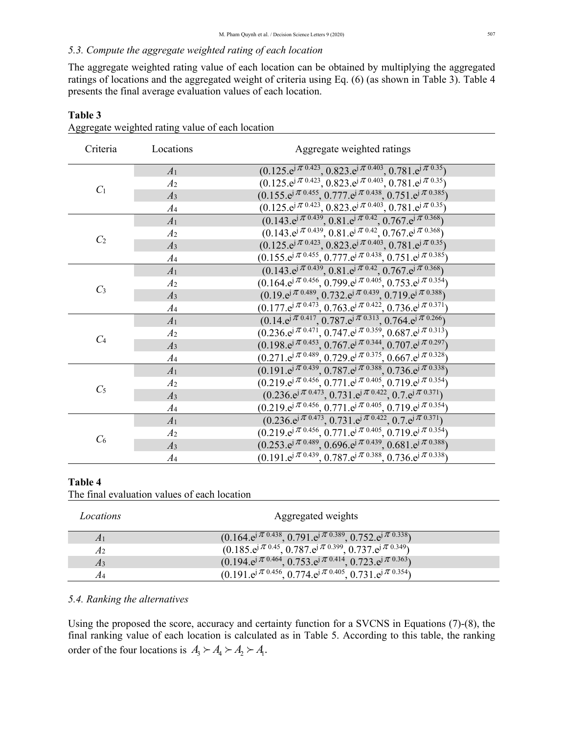### 5.3. Compute the aggregate weighted rating of each location

The aggregate weighted rating value of each location can be obtained by multiplying the aggregated ratings of locations and the aggregated weight of criteria using Eq. (6) (as shown in Table 3). Table 4 presents the final average evaluation values of each location.

**Table 3**
Aggregate weighted rating value of each location

| Criteria | Locations | Aggregate weighted ratings |
|---|---|---|
| $C_1$ | $A_1$ | $(0.125.e^{j\pi 0.423}, 0.823.e^{j\pi 0.403}, 0.781.e^{j\pi 0.35})$ |
| | $A_2$ | $(0.125.e^{j\pi 0.423}, 0.823.e^{j\pi 0.403}, 0.781.e^{j\pi 0.35})$ |
| | $A_3$ | $(0.155.e^{j\pi 0.455}, 0.777.e^{j\pi 0.438}, 0.751.e^{j\pi 0.385})$ |
| | $A_4$ | $(0.125.e^{j\pi 0.423}, 0.823.e^{j\pi 0.403}, 0.781.e^{j\pi 0.35})$ |
| $C_2$ | $A_1$ | $(0.143.e^{j\pi 0.439}, 0.81.e^{j\pi 0.42}, 0.767.e^{j\pi 0.368})$ |
| | $A_2$ | $(0.143.e^{j\pi 0.439}, 0.81.e^{j\pi 0.42}, 0.767.e^{j\pi 0.368})$ |
| | $A_3$ | $(0.125.e^{j\pi 0.423}, 0.823.e^{j\pi 0.403}, 0.781.e^{j\pi 0.35})$ |
| | $A_4$ | $(0.155.e^{j\pi 0.455}, 0.777.e^{j\pi 0.438}, 0.751.e^{j\pi 0.385})$ |
| $C_3$ | $A_1$ | $(0.143.e^{j\pi 0.439}, 0.81.e^{j\pi 0.42}, 0.767.e^{j\pi 0.368})$ |
| | $A_2$ | $(0.164.e^{j\pi 0.456}, 0.799.e^{j\pi 0.405}, 0.753.e^{j\pi 0.354})$ |
| | $A_3$ | $(0.19.e^{j\pi 0.489}, 0.732.e^{j\pi 0.439}, 0.719.e^{j\pi 0.388})$ |
| | $A_4$ | $(0.177.e^{j\pi 0.473}, 0.763.e^{j\pi 0.422}, 0.736.e^{j\pi 0.371})$ |
| $C_4$ | $A_1$ | $(0.14.e^{j\pi 0.417}, 0.787.e^{j\pi 0.313}, 0.764.e^{j\pi 0.266})$ |
| | $A_2$ | $(0.236.e^{j\pi 0.471}, 0.747.e^{j\pi 0.359}, 0.687.e^{j\pi 0.313})$ |
| | $A_3$ | $(0.198.e^{j\pi 0.453}, 0.767.e^{j\pi 0.344}, 0.707.e^{j\pi 0.297})$ |
| | $A_4$ | $(0.271.e^{j\pi 0.489}, 0.729.e^{j\pi 0.375}, 0.667.e^{j\pi 0.328})$ |
| $C_5$ | $A_1$ | $(0.191.e^{j\pi 0.439}, 0.787.e^{j\pi 0.388}, 0.736.e^{j\pi 0.338})$ |
| | $A_2$ | $(0.219.e^{j\pi 0.456}, 0.771.e^{j\pi 0.405}, 0.719.e^{j\pi 0.354})$ |
| | $A_3$ | $(0.236.e^{j\pi 0.473}, 0.731.e^{j\pi 0.422}, 0.7.e^{j\pi 0.371})$ |
| | $A_4$ | $(0.219.e^{j\pi 0.456}, 0.771.e^{j\pi 0.405}, 0.719.e^{j\pi 0.354})$ |
| $C_6$ | $A_1$ | $(0.236.e^{j\pi 0.473}, 0.731.e^{j\pi 0.422}, 0.7.e^{j\pi 0.371})$ |
| | $A_2$ | $(0.219.e^{j\pi 0.456}, 0.771.e^{j\pi 0.405}, 0.719.e^{j\pi 0.354})$ |
| | $A_3$ | $(0.253.e^{j\pi 0.489}, 0.696.e^{j\pi 0.439}, 0.681.e^{j\pi 0.388})$ |
| | $A_4$ | $(0.191.e^{j\pi 0.439}, 0.787.e^{j\pi 0.388}, 0.736.e^{j\pi 0.338})$ |

**Table 4**
The final evaluation values of each location

| *Locations* | Aggregated weights |
|---|---|
| $A_1$ | $(0.164.e^{j\pi 0.438}, 0.791.e^{j\pi 0.389}, 0.752.e^{j\pi 0.338})$ |
| $A_2$ | $(0.185.e^{j\pi 0.45}, 0.787.e^{j\pi 0.399}, 0.737.e^{j\pi 0.349})$ |
| $A_3$ | $(0.194.e^{j\pi 0.464}, 0.753.e^{j\pi 0.414}, 0.723.e^{j\pi 0.363})$ |
| $A_4$ | $(0.191.e^{j\pi 0.456}, 0.774.e^{j\pi 0.405}, 0.731.e^{j\pi 0.354})$ |

### 5.4. Ranking the alternatives

Using the proposed the score, accuracy and certainty function for a SVCNS in Equations (7)-(8), the final ranking value of each location is calculated as in Table 5. According to this table, the ranking order of the four locations is $A_3 \succ A_4 \succ A_2 \succ A_1$.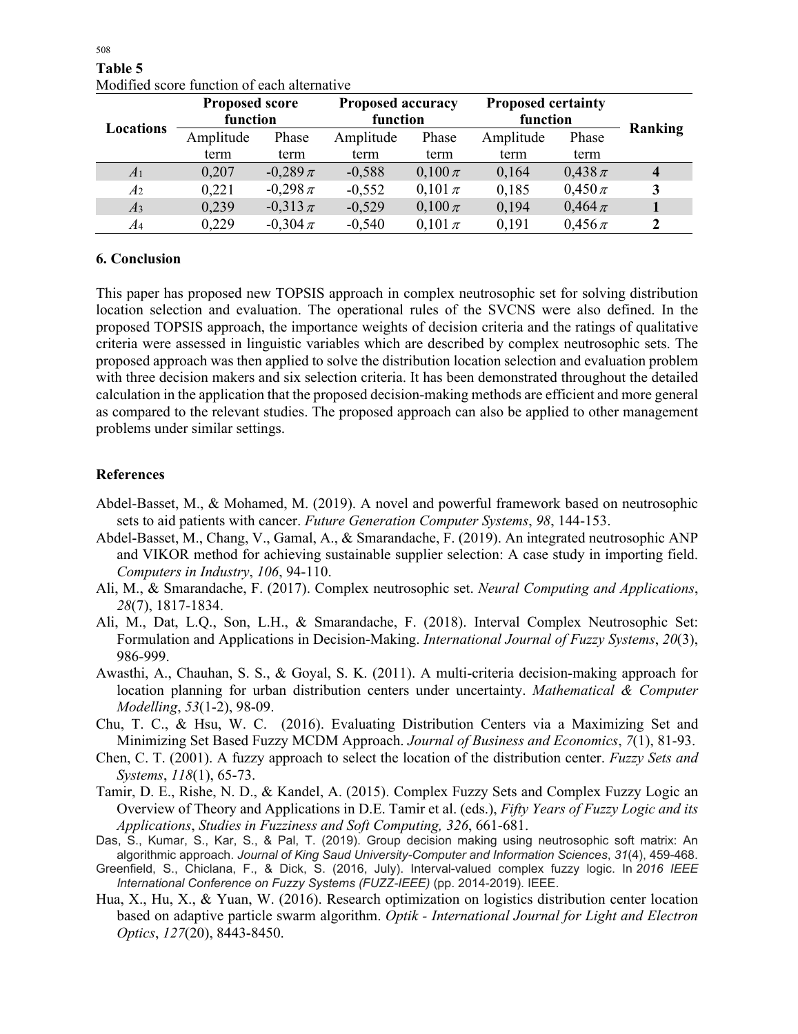**Table 5**
Modified score function of each alternative

| Locations | Proposed score function | | Proposed accuracy function | | Proposed certainty function | | Ranking |
|---|---|---|---|---|---|---|---|
| | Amplitude term | Phase term | Amplitude term | Phase term | Amplitude term | Phase term | |
| $A_1$ | 0,207 | $-0{,}289\,\pi$ | -0,588 | $0{,}100\,\pi$ | 0,164 | $0{,}438\,\pi$ | **4** |
| $A_2$ | 0,221 | $-0{,}298\,\pi$ | -0,552 | $0{,}101\,\pi$ | 0,185 | $0{,}450\,\pi$ | **3** |
| $A_3$ | 0,239 | $-0{,}313\,\pi$ | -0,529 | $0{,}100\,\pi$ | 0,194 | $0{,}464\,\pi$ | **1** |
| $A_4$ | 0,229 | $-0{,}304\,\pi$ | -0,540 | $0{,}101\,\pi$ | 0,191 | $0{,}456\,\pi$ | **2** |

## 6. Conclusion

This paper has proposed new TOPSIS approach in complex neutrosophic set for solving distribution location selection and evaluation. The operational rules of the SVCNS were also defined. In the proposed TOPSIS approach, the importance weights of decision criteria and the ratings of qualitative criteria were assessed in linguistic variables which are described by complex neutrosophic sets. The proposed approach was then applied to solve the distribution location selection and evaluation problem with three decision makers and six selection criteria. It has been demonstrated throughout the detailed calculation in the application that the proposed decision-making methods are efficient and more general as compared to the relevant studies. The proposed approach can also be applied to other management problems under similar settings.

## References

- Abdel-Basset, M., & Mohamed, M. (2019). A novel and powerful framework based on neutrosophic sets to aid patients with cancer. *Future Generation Computer Systems*, *98*, 144-153.
- Abdel-Basset, M., Chang, V., Gamal, A., & Smarandache, F. (2019). An integrated neutrosophic ANP and VIKOR method for achieving sustainable supplier selection: A case study in importing field. *Computers in Industry*, *106*, 94-110.
- Ali, M., & Smarandache, F. (2017). Complex neutrosophic set. *Neural Computing and Applications*, *28*(7), 1817-1834.
- Ali, M., Dat, L.Q., Son, L.H., & Smarandache, F. (2018). Interval Complex Neutrosophic Set: Formulation and Applications in Decision-Making. *International Journal of Fuzzy Systems*, *20*(3), 986-999.
- Awasthi, A., Chauhan, S. S., & Goyal, S. K. (2011). A multi-criteria decision-making approach for location planning for urban distribution centers under uncertainty. *Mathematical & Computer Modelling*, *53*(1-2), 98-09.
- Chu, T. C., & Hsu, W. C. (2016). Evaluating Distribution Centers via a Maximizing Set and Minimizing Set Based Fuzzy MCDM Approach. *Journal of Business and Economics*, *7*(1), 81-93.
- Chen, C. T. (2001). A fuzzy approach to select the location of the distribution center. *Fuzzy Sets and Systems*, *118*(1), 65-73.
- Tamir, D. E., Rishe, N. D., & Kandel, A. (2015). Complex Fuzzy Sets and Complex Fuzzy Logic an Overview of Theory and Applications in D.E. Tamir et al. (eds.), *Fifty Years of Fuzzy Logic and its Applications*, *Studies in Fuzziness and Soft Computing, 326*, 661-681.
- Das, S., Kumar, S., Kar, S., & Pal, T. (2019). Group decision making using neutrosophic soft matrix: An algorithmic approach. *Journal of King Saud University-Computer and Information Sciences*, *31*(4), 459-468.
- Greenfield, S., Chiclana, F., & Dick, S. (2016, July). Interval-valued complex fuzzy logic. In *2016 IEEE International Conference on Fuzzy Systems (FUZZ-IEEE)* (pp. 2014-2019). IEEE.
- Hua, X., Hu, X., & Yuan, W. (2016). Research optimization on logistics distribution center location based on adaptive particle swarm algorithm. *Optik - International Journal for Light and Electron Optics*, *127*(20), 8443-8450.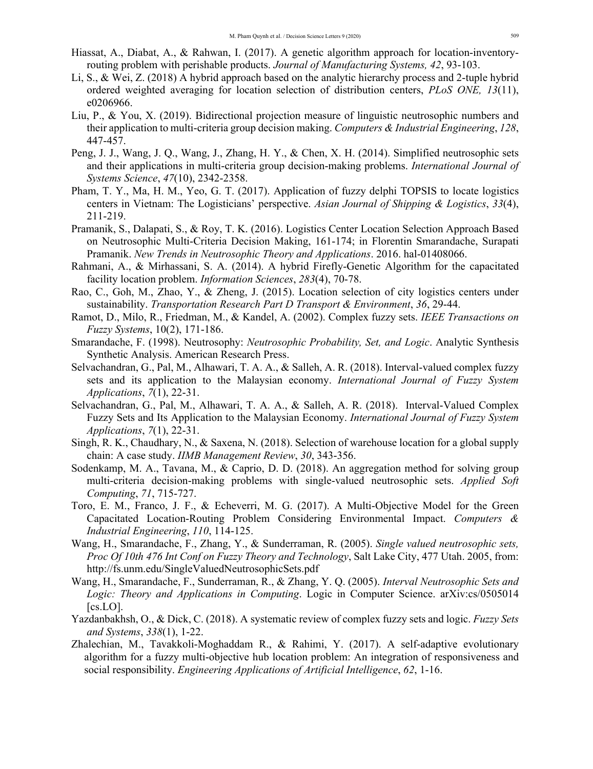Hiassat, A., Diabat, A., & Rahwan, I. (2017). A genetic algorithm approach for location-inventory-routing problem with perishable products. *Journal of Manufacturing Systems, 42*, 93-103.

Li, S., & Wei, Z. (2018) A hybrid approach based on the analytic hierarchy process and 2-tuple hybrid ordered weighted averaging for location selection of distribution centers, *PLoS ONE, 13*(11), e0206966.

Liu, P., & You, X. (2019). Bidirectional projection measure of linguistic neutrosophic numbers and their application to multi-criteria group decision making. *Computers & Industrial Engineering*, *128*, 447-457.

Peng, J. J., Wang, J. Q., Wang, J., Zhang, H. Y., & Chen, X. H. (2014). Simplified neutrosophic sets and their applications in multi-criteria group decision-making problems. *International Journal of Systems Science*, *47*(10), 2342-2358.

Pham, T. Y., Ma, H. M., Yeo, G. T. (2017). Application of fuzzy delphi TOPSIS to locate logistics centers in Vietnam: The Logisticians' perspective. *Asian Journal of Shipping & Logistics*, *33*(4), 211-219.

Pramanik, S., Dalapati, S., & Roy, T. K. (2016). Logistics Center Location Selection Approach Based on Neutrosophic Multi-Criteria Decision Making, 161-174; in Florentin Smarandache, Surapati Pramanik. *New Trends in Neutrosophic Theory and Applications*. 2016. hal-01408066.

Rahmani, A., & Mirhassani, S. A. (2014). A hybrid Firefly-Genetic Algorithm for the capacitated facility location problem. *Information Sciences*, *283*(4), 70-78.

Rao, C., Goh, M., Zhao, Y., & Zheng, J. (2015). Location selection of city logistics centers under sustainability. *Transportation Research Part D Transport & Environment*, *36*, 29-44.

Ramot, D., Milo, R., Friedman, M., & Kandel, A. (2002). Complex fuzzy sets. *IEEE Transactions on Fuzzy Systems*, 10(2), 171-186.

Smarandache, F. (1998). Neutrosophy: *Neutrosophic Probability, Set, and Logic*. Analytic Synthesis Synthetic Analysis. American Research Press.

Selvachandran, G., Pal, M., Alhawari, T. A. A., & Salleh, A. R. (2018). Interval-valued complex fuzzy sets and its application to the Malaysian economy. *International Journal of Fuzzy System Applications*, *7*(1), 22-31.

Selvachandran, G., Pal, M., Alhawari, T. A. A., & Salleh, A. R. (2018). Interval-Valued Complex Fuzzy Sets and Its Application to the Malaysian Economy. *International Journal of Fuzzy System Applications*, *7*(1), 22-31.

Singh, R. K., Chaudhary, N., & Saxena, N. (2018). Selection of warehouse location for a global supply chain: A case study. *IIMB Management Review*, *30*, 343-356.

Sodenkamp, M. A., Tavana, M., & Caprio, D. D. (2018). An aggregation method for solving group multi-criteria decision-making problems with single-valued neutrosophic sets. *Applied Soft Computing*, *71*, 715-727.

Toro, E. M., Franco, J. F., & Echeverri, M. G. (2017). A Multi-Objective Model for the Green Capacitated Location-Routing Problem Considering Environmental Impact. *Computers & Industrial Engineering*, *110*, 114-125.

Wang, H., Smarandache, F., Zhang, Y., & Sunderraman, R. (2005). *Single valued neutrosophic sets, Proc Of 10th 476 Int Conf on Fuzzy Theory and Technology*, Salt Lake City, 477 Utah. 2005, from: http://fs.unm.edu/SingleValuedNeutrosophicSets.pdf

Wang, H., Smarandache, F., Sunderraman, R., & Zhang, Y. Q. (2005). *Interval Neutrosophic Sets and Logic: Theory and Applications in Computing*. Logic in Computer Science. arXiv:cs/0505014 [cs.LO].

Yazdanbakhsh, O., & Dick, C. (2018). A systematic review of complex fuzzy sets and logic. *Fuzzy Sets and Systems*, *338*(1), 1-22.

Zhalechian, M., Tavakkoli-Moghaddam R., & Rahimi, Y. (2017). A self-adaptive evolutionary algorithm for a fuzzy multi-objective hub location problem: An integration of responsiveness and social responsibility. *Engineering Applications of Artificial Intelligence*, *62*, 1-16.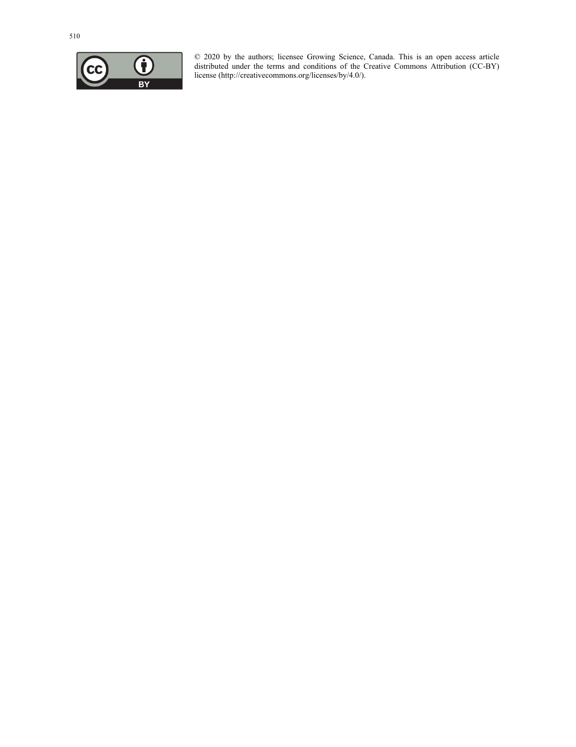© 2020 by the authors; licensee Growing Science, Canada. This is an open access article distributed under the terms and conditions of the Creative Commons Attribution (CC-BY) license (http://creativecommons.org/licenses/by/4.0/).